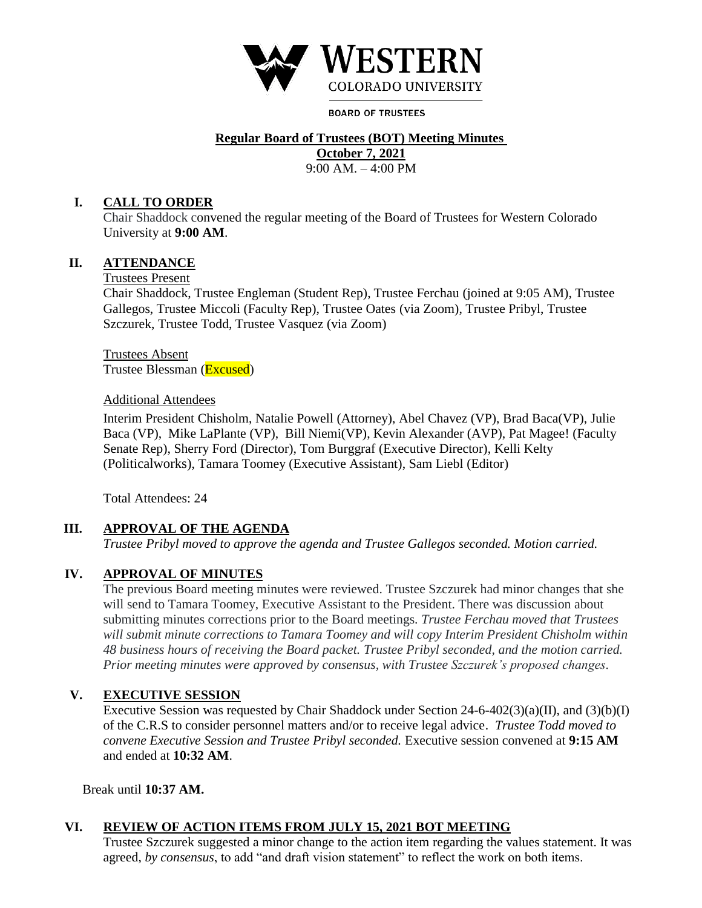WESTERN
COLORADO UNIVERSITY

BOARD OF TRUSTEES

# Regular Board of Trustees (BOT) Meeting Minutes

**October 7, 2021**
9:00 AM. – 4:00 PM

## I. CALL TO ORDER

Chair Shaddock convened the regular meeting of the Board of Trustees for Western Colorado University at **9:00 AM**.

## II. ATTENDANCE

Trustees Present

Chair Shaddock, Trustee Engleman (Student Rep), Trustee Ferchau (joined at 9:05 AM), Trustee Gallegos, Trustee Miccoli (Faculty Rep), Trustee Oates (via Zoom), Trustee Pribyl, Trustee Szczurek, Trustee Todd, Trustee Vasquez (via Zoom)

Trustees Absent

Trustee Blessman (Excused)

Additional Attendees

Interim President Chisholm, Natalie Powell (Attorney), Abel Chavez (VP), Brad Baca(VP), Julie Baca (VP), Mike LaPlante (VP), Bill Niemi(VP), Kevin Alexander (AVP), Pat Magee! (Faculty Senate Rep), Sherry Ford (Director), Tom Burggraf (Executive Director), Kelli Kelty (Politicalworks), Tamara Toomey (Executive Assistant), Sam Liebl (Editor)

Total Attendees: 24

## III. APPROVAL OF THE AGENDA

*Trustee Pribyl moved to approve the agenda and Trustee Gallegos seconded. Motion carried.*

## IV. APPROVAL OF MINUTES

The previous Board meeting minutes were reviewed. Trustee Szczurek had minor changes that she will send to Tamara Toomey, Executive Assistant to the President. There was discussion about submitting minutes corrections prior to the Board meetings. *Trustee Ferchau moved that Trustees will submit minute corrections to Tamara Toomey and will copy Interim President Chisholm within 48 business hours of receiving the Board packet. Trustee Pribyl seconded, and the motion carried. Prior meeting minutes were approved by consensus, with Trustee Szczurek's proposed changes.*

## V. EXECUTIVE SESSION

Executive Session was requested by Chair Shaddock under Section 24-6-402(3)(a)(II), and (3)(b)(I) of the C.R.S to consider personnel matters and/or to receive legal advice. *Trustee Todd moved to convene Executive Session and Trustee Pribyl seconded.* Executive session convened at **9:15 AM** and ended at **10:32 AM**.

Break until **10:37 AM.**

## VI. REVIEW OF ACTION ITEMS FROM JULY 15, 2021 BOT MEETING

Trustee Szczurek suggested a minor change to the action item regarding the values statement. It was agreed, *by consensus*, to add "and draft vision statement" to reflect the work on both items.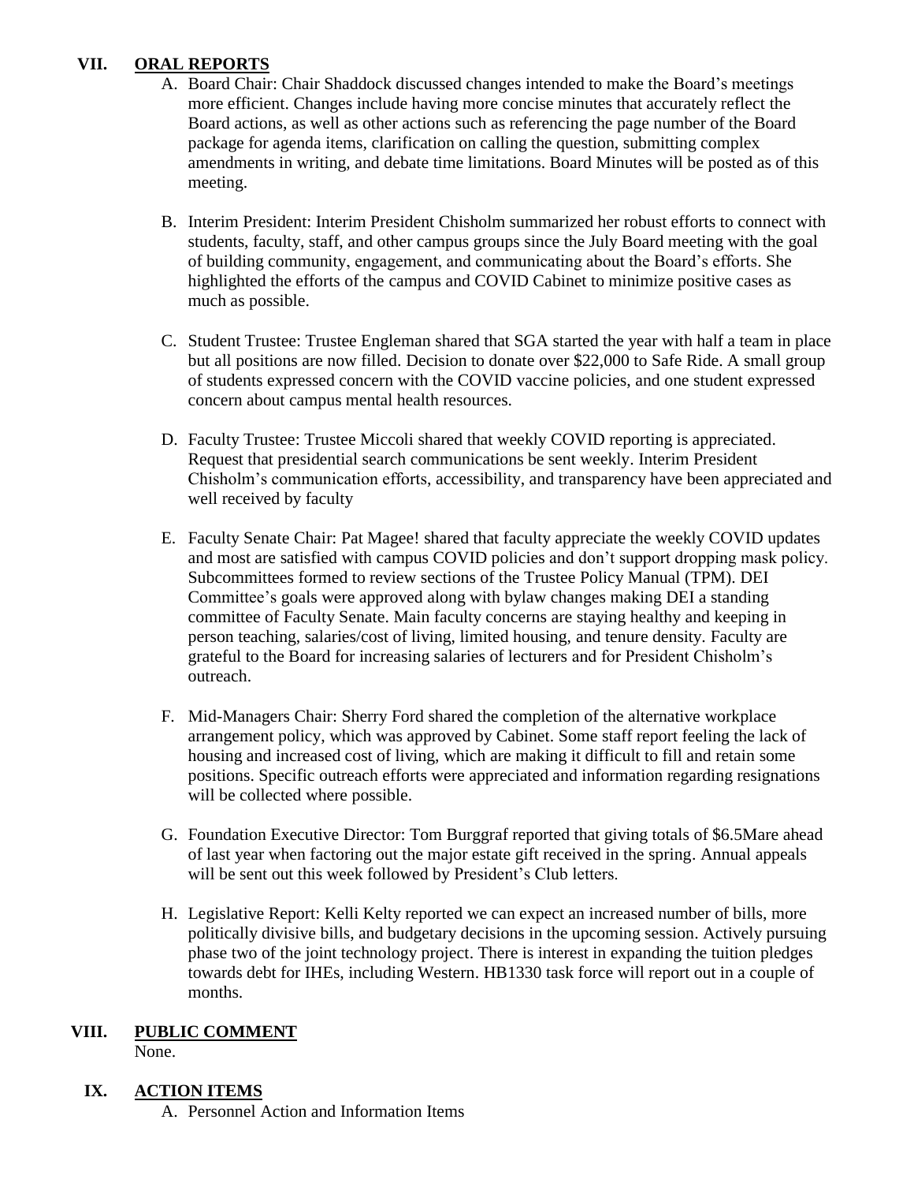## VII. ORAL REPORTS

A. Board Chair: Chair Shaddock discussed changes intended to make the Board's meetings more efficient. Changes include having more concise minutes that accurately reflect the Board actions, as well as other actions such as referencing the page number of the Board package for agenda items, clarification on calling the question, submitting complex amendments in writing, and debate time limitations. Board Minutes will be posted as of this meeting.

B. Interim President: Interim President Chisholm summarized her robust efforts to connect with students, faculty, staff, and other campus groups since the July Board meeting with the goal of building community, engagement, and communicating about the Board's efforts. She highlighted the efforts of the campus and COVID Cabinet to minimize positive cases as much as possible.

C. Student Trustee: Trustee Engleman shared that SGA started the year with half a team in place but all positions are now filled. Decision to donate over $22,000 to Safe Ride. A small group of students expressed concern with the COVID vaccine policies, and one student expressed concern about campus mental health resources.

D. Faculty Trustee: Trustee Miccoli shared that weekly COVID reporting is appreciated. Request that presidential search communications be sent weekly. Interim President Chisholm's communication efforts, accessibility, and transparency have been appreciated and well received by faculty

E. Faculty Senate Chair: Pat Magee! shared that faculty appreciate the weekly COVID updates and most are satisfied with campus COVID policies and don't support dropping mask policy. Subcommittees formed to review sections of the Trustee Policy Manual (TPM). DEI Committee's goals were approved along with bylaw changes making DEI a standing committee of Faculty Senate. Main faculty concerns are staying healthy and keeping in person teaching, salaries/cost of living, limited housing, and tenure density. Faculty are grateful to the Board for increasing salaries of lecturers and for President Chisholm's outreach.

F. Mid-Managers Chair: Sherry Ford shared the completion of the alternative workplace arrangement policy, which was approved by Cabinet. Some staff report feeling the lack of housing and increased cost of living, which are making it difficult to fill and retain some positions. Specific outreach efforts were appreciated and information regarding resignations will be collected where possible.

G. Foundation Executive Director: Tom Burggraf reported that giving totals of $6.5Mare ahead of last year when factoring out the major estate gift received in the spring. Annual appeals will be sent out this week followed by President's Club letters.

H. Legislative Report: Kelli Kelty reported we can expect an increased number of bills, more politically divisive bills, and budgetary decisions in the upcoming session. Actively pursuing phase two of the joint technology project. There is interest in expanding the tuition pledges towards debt for IHEs, including Western. HB1330 task force will report out in a couple of months.

## VIII. PUBLIC COMMENT

None.

## IX. ACTION ITEMS

A. Personnel Action and Information Items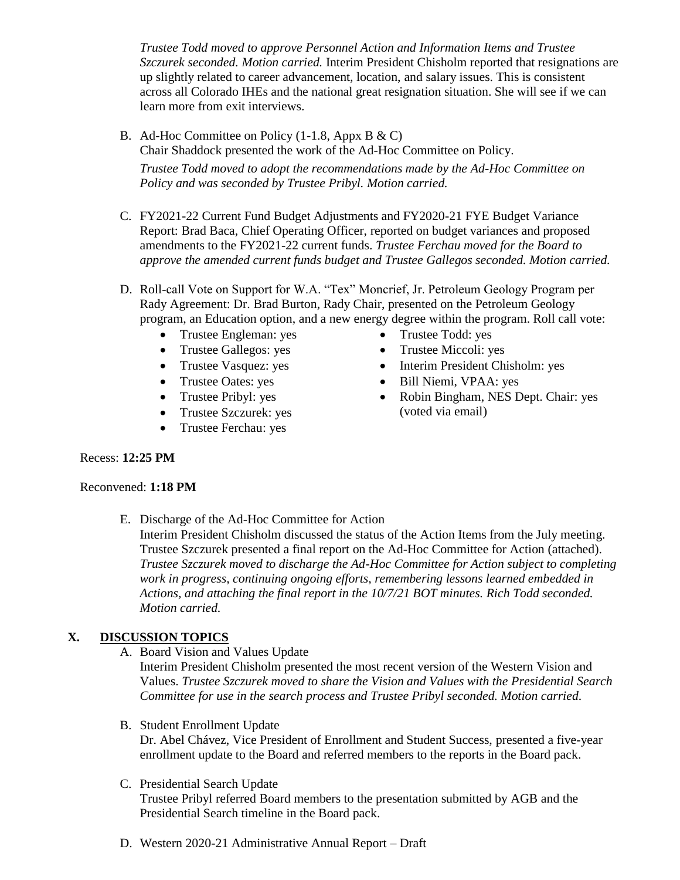*Trustee Todd moved to approve Personnel Action and Information Items and Trustee Szczurek seconded. Motion carried.* Interim President Chisholm reported that resignations are up slightly related to career advancement, location, and salary issues. This is consistent across all Colorado IHEs and the national great resignation situation. She will see if we can learn more from exit interviews.

B. Ad-Hoc Committee on Policy (1-1.8, Appx B & C)
   Chair Shaddock presented the work of the Ad-Hoc Committee on Policy.
   *Trustee Todd moved to adopt the recommendations made by the Ad-Hoc Committee on Policy and was seconded by Trustee Pribyl. Motion carried.*

C. FY2021-22 Current Fund Budget Adjustments and FY2020-21 FYE Budget Variance Report: Brad Baca, Chief Operating Officer, reported on budget variances and proposed amendments to the FY2021-22 current funds. *Trustee Ferchau moved for the Board to approve the amended current funds budget and Trustee Gallegos seconded. Motion carried.*

D. Roll-call Vote on Support for W.A. "Tex" Moncrief, Jr. Petroleum Geology Program per Rady Agreement: Dr. Brad Burton, Rady Chair, presented on the Petroleum Geology program, an Education option, and a new energy degree within the program. Roll call vote:
   - Trustee Engleman: yes
   - Trustee Gallegos: yes
   - Trustee Vasquez: yes
   - Trustee Oates: yes
   - Trustee Pribyl: yes
   - Trustee Szczurek: yes
   - Trustee Ferchau: yes
   - Trustee Todd: yes
   - Trustee Miccoli: yes
   - Interim President Chisholm: yes
   - Bill Niemi, VPAA: yes
   - Robin Bingham, NES Dept. Chair: yes (voted via email)

Recess: **12:25 PM**

Reconvened: **1:18 PM**

E. Discharge of the Ad-Hoc Committee for Action
   Interim President Chisholm discussed the status of the Action Items from the July meeting. Trustee Szczurek presented a final report on the Ad-Hoc Committee for Action (attached). *Trustee Szczurek moved to discharge the Ad-Hoc Committee for Action subject to completing work in progress, continuing ongoing efforts, remembering lessons learned embedded in Actions, and attaching the final report in the 10/7/21 BOT minutes. Rich Todd seconded. Motion carried.*

## X. DISCUSSION TOPICS

A. Board Vision and Values Update
   Interim President Chisholm presented the most recent version of the Western Vision and Values. *Trustee Szczurek moved to share the Vision and Values with the Presidential Search Committee for use in the search process and Trustee Pribyl seconded. Motion carried.*

B. Student Enrollment Update
   Dr. Abel Chávez, Vice President of Enrollment and Student Success, presented a five-year enrollment update to the Board and referred members to the reports in the Board pack.

C. Presidential Search Update
   Trustee Pribyl referred Board members to the presentation submitted by AGB and the Presidential Search timeline in the Board pack.

D. Western 2020-21 Administrative Annual Report – Draft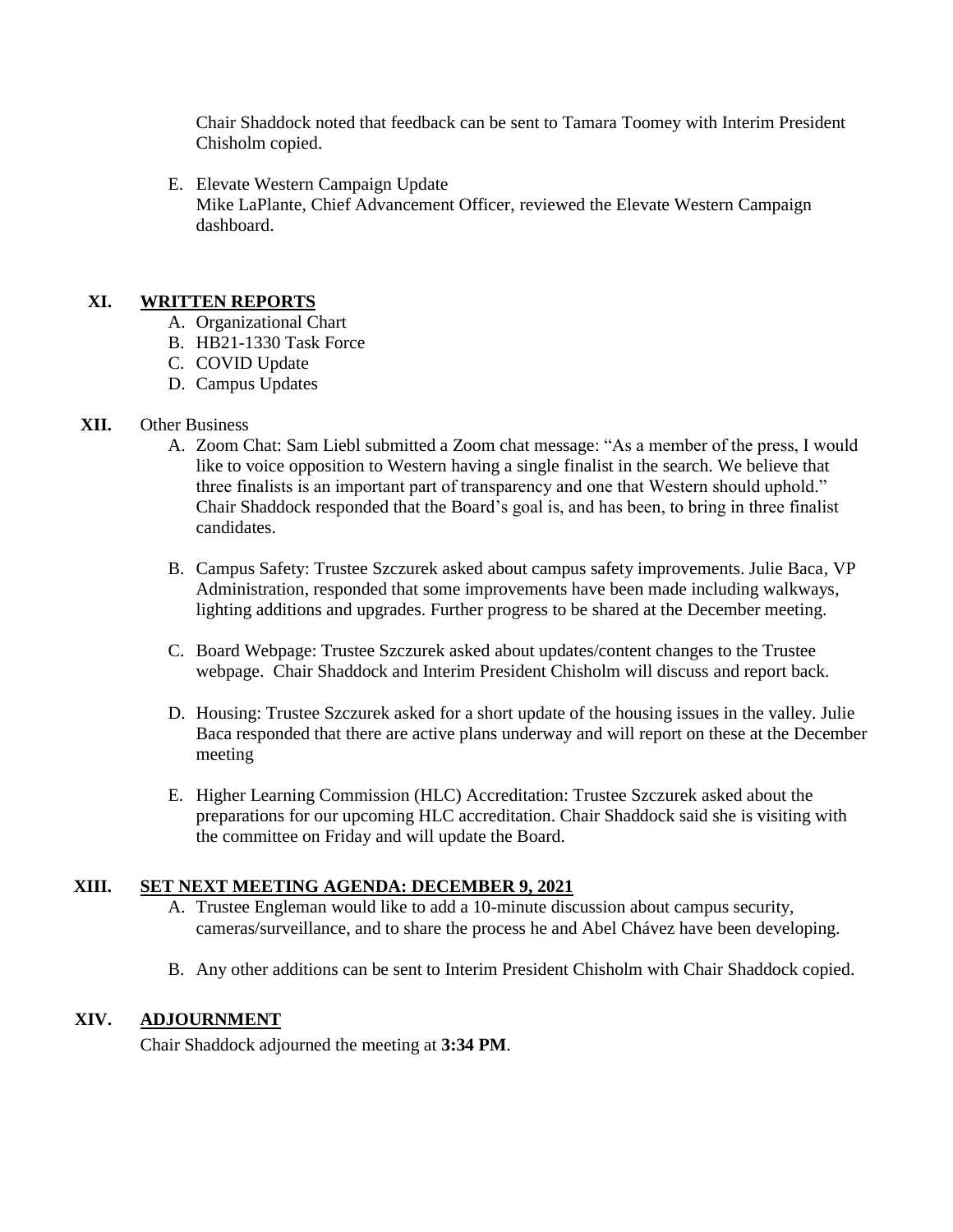Chair Shaddock noted that feedback can be sent to Tamara Toomey with Interim President Chisholm copied.

E. Elevate Western Campaign Update
Mike LaPlante, Chief Advancement Officer, reviewed the Elevate Western Campaign dashboard.

## XI. WRITTEN REPORTS

A. Organizational Chart
B. HB21-1330 Task Force
C. COVID Update
D. Campus Updates

## XII. Other Business

A. Zoom Chat: Sam Liebl submitted a Zoom chat message: "As a member of the press, I would like to voice opposition to Western having a single finalist in the search. We believe that three finalists is an important part of transparency and one that Western should uphold." Chair Shaddock responded that the Board's goal is, and has been, to bring in three finalist candidates.

B. Campus Safety: Trustee Szczurek asked about campus safety improvements. Julie Baca, VP Administration, responded that some improvements have been made including walkways, lighting additions and upgrades. Further progress to be shared at the December meeting.

C. Board Webpage: Trustee Szczurek asked about updates/content changes to the Trustee webpage. Chair Shaddock and Interim President Chisholm will discuss and report back.

D. Housing: Trustee Szczurek asked for a short update of the housing issues in the valley. Julie Baca responded that there are active plans underway and will report on these at the December meeting

E. Higher Learning Commission (HLC) Accreditation: Trustee Szczurek asked about the preparations for our upcoming HLC accreditation. Chair Shaddock said she is visiting with the committee on Friday and will update the Board.

## XIII. SET NEXT MEETING AGENDA: DECEMBER 9, 2021

A. Trustee Engleman would like to add a 10-minute discussion about campus security, cameras/surveillance, and to share the process he and Abel Chávez have been developing.

B. Any other additions can be sent to Interim President Chisholm with Chair Shaddock copied.

## XIV. ADJOURNMENT

Chair Shaddock adjourned the meeting at **3:34 PM**.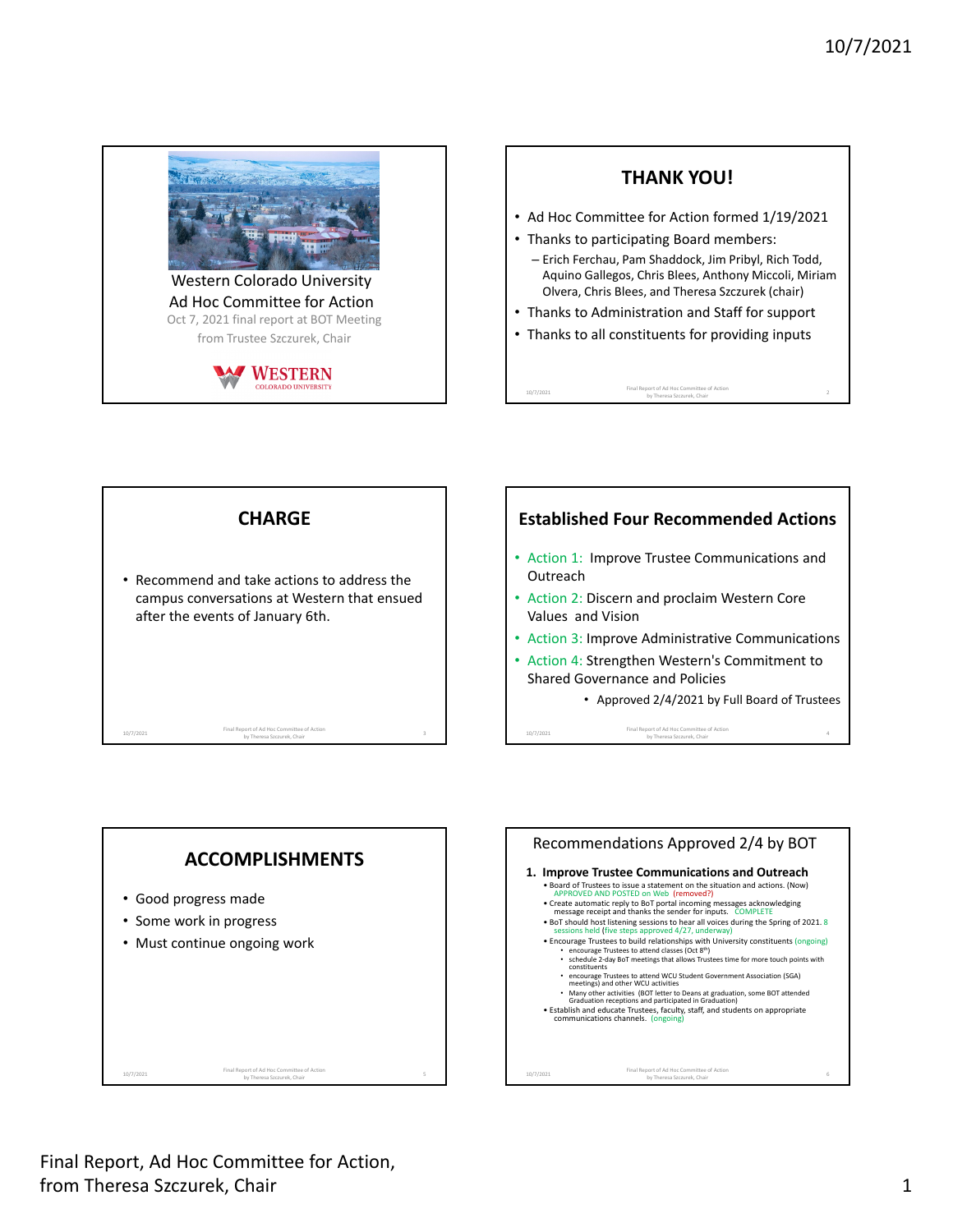Western Colorado University
Ad Hoc Committee for Action
Oct 7, 2021 final report at BOT Meeting
from Trustee Szczurek, Chair

WESTERN COLORADO UNIVERSITY

## THANK YOU!

- Ad Hoc Committee for Action formed 1/19/2021
- Thanks to participating Board members:
  - Erich Ferchau, Pam Shaddock, Jim Pribyl, Rich Todd, Aquino Gallegos, Chris Blees, Anthony Miccoli, Miriam Olvera, Chris Blees, and Theresa Szczurek (chair)
- Thanks to Administration and Staff for support
- Thanks to all constituents for providing inputs

## CHARGE

- Recommend and take actions to address the campus conversations at Western that ensued after the events of January 6th.

## Established Four Recommended Actions

- Action 1: Improve Trustee Communications and Outreach
- Action 2: Discern and proclaim Western Core Values and Vision
- Action 3: Improve Administrative Communications
- Action 4: Strengthen Western's Commitment to Shared Governance and Policies
  - Approved 2/4/2021 by Full Board of Trustees

## ACCOMPLISHMENTS

- Good progress made
- Some work in progress
- Must continue ongoing work

## Recommendations Approved 2/4 by BOT

**1. Improve Trustee Communications and Outreach**

- Board of Trustees to issue a statement on the situation and actions. (Now) APPROVED AND POSTED on Web (removed?)
- Create automatic reply to BoT portal incoming messages acknowledging message receipt and thanks the sender for inputs. COMPLETE
- BoT should host listening sessions to hear all voices during the Spring of 2021. 8 sessions held (five steps approved 4/27, underway)
- Encourage Trustees to build relationships with University constituents (ongoing)
  - encourage Trustees to attend classes (Oct 8th)
  - schedule 2-day BoT meetings that allows Trustees time for more touch points with constituents
  - encourage Trustees to attend WCU Student Government Association (SGA) meetings) and other WCU activities
  - Many other activities (BOT letter to Deans at graduation, some BOT attended Graduation receptions and participated in Graduation)
- Establish and educate Trustees, faculty, staff, and students on appropriate communications channels. (ongoing)

Final Report, Ad Hoc Committee for Action, from Theresa Szczurek, Chair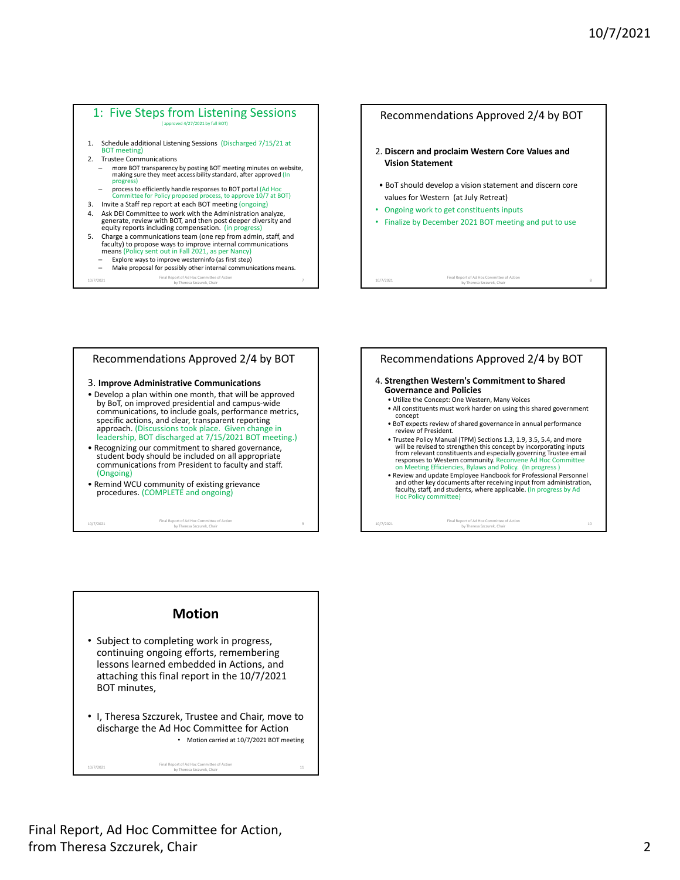## 1: Five Steps from Listening Sessions

( approved 4/27/2021 by full BOT)

1. Schedule additional Listening Sessions (Discharged 7/15/21 at BOT meeting)
2. Trustee Communications
   - more BOT transparency by posting BOT meeting minutes on website, making sure they meet accessibility standard, after approved (In progress)
   - process to efficiently handle responses to BOT portal (Ad Hoc Committee for Policy proposed process, to approve 10/7 at BOT)
3. Invite a Staff rep report at each BOT meeting (ongoing)
4. Ask DEI Committee to work with the Administration analyze, generate, review with BOT, and then post deeper diversity and equity reports including compensation. (in progress)
5. Charge a communications team (one rep from admin, staff, and faculty) to propose ways to improve internal communications means (Policy sent out in Fall 2021, as per Nancy)
   - Explore ways to improve westerninfo (as first step)
   - Make proposal for possibly other internal communications means.

## Recommendations Approved 2/4 by BOT

2. **Discern and proclaim Western Core Values and Vision Statement**

- BoT should develop a vision statement and discern core values for Western (at July Retreat)
- Ongoing work to get constituents inputs
- Finalize by December 2021 BOT meeting and put to use

## Recommendations Approved 2/4 by BOT

3. **Improve Administrative Communications**

- Develop a plan within one month, that will be approved by BoT, on improved presidential and campus-wide communications, to include goals, performance metrics, specific actions, and clear, transparent reporting approach. (Discussions took place. Given change in leadership, BOT discharged at 7/15/2021 BOT meeting.)
- Recognizing our commitment to shared governance, student body should be included on all appropriate communications from President to faculty and staff. (Ongoing)
- Remind WCU community of existing grievance procedures. (COMPLETE and ongoing)

## Recommendations Approved 2/4 by BOT

4. **Strengthen Western's Commitment to Shared Governance and Policies**

- Utilize the Concept: One Western, Many Voices
- All constituents must work harder on using this shared government concept
- BoT expects review of shared governance in annual performance review of President.
- Trustee Policy Manual (TPM) Sections 1.3, 1.9, 3.5, 5.4, and more will be revised to strengthen this concept by incorporating inputs from relevant constituents and especially governing Trustee email responses to Western community. Reconvene Ad Hoc Committee on Meeting Efficiencies, Bylaws and Policy. (In progress )
- Review and update Employee Handbook for Professional Personnel and other key documents after receiving input from administration, faculty, staff, and students, where applicable. (In progress by Ad Hoc Policy committee)

## Motion

- Subject to completing work in progress, continuing ongoing efforts, remembering lessons learned embedded in Actions, and attaching this final report in the 10/7/2021 BOT minutes,
- I, Theresa Szczurek, Trustee and Chair, move to discharge the Ad Hoc Committee for Action
  - Motion carried at 10/7/2021 BOT meeting

Final Report, Ad Hoc Committee for Action, from Theresa Szczurek, Chair